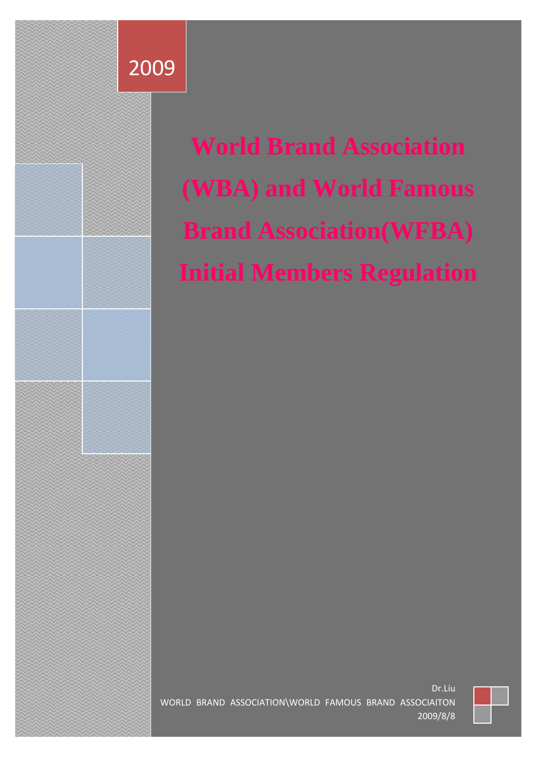2009

# World Brand Association (WBA) and World Famous Brand Association(WFBA) Initial Members Regulation

Dr.Liu

WORLD BRAND ASSOCIATION\WORLD FAMOUS BRAND ASSOCIAITON

2009/8/8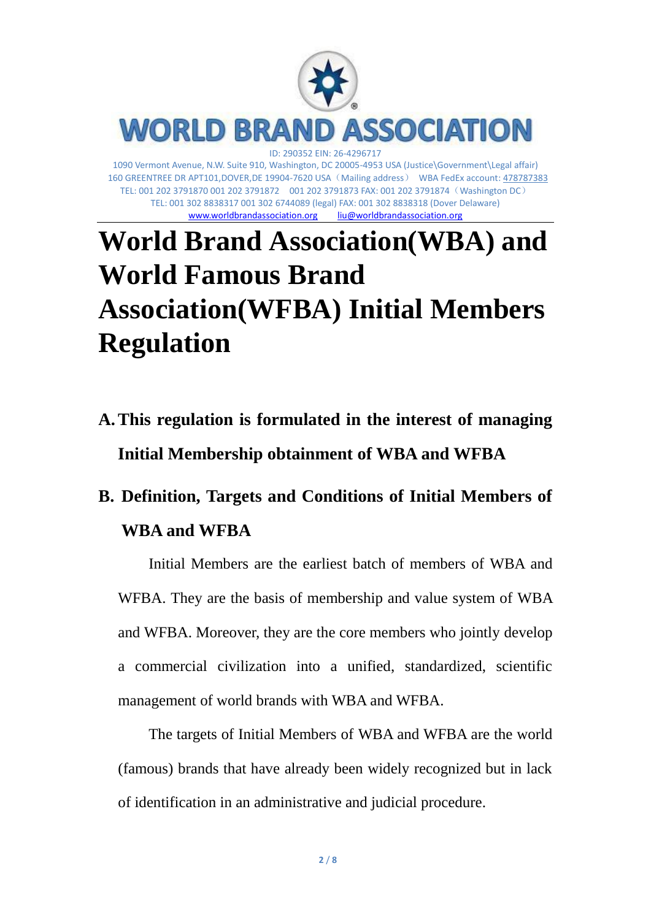WORLD BRAND ASSOCIATION

ID: 290352 EIN: 26-4296717

1090 Vermont Avenue, N.W. Suite 910, Washington, DC 20005-4953 USA (Justice\Government\Legal affair)
160 GREENTREE DR APT101,DOVER,DE 19904-7620 USA（Mailing address） WBA FedEx account: 478787383
TEL: 001 202 3791870 001 202 3791872 001 202 3791873 FAX: 001 202 3791874（Washington DC）
TEL: 001 302 8838317 001 302 6744089 (legal) FAX: 001 302 8838318 (Dover Delaware)
www.worldbrandassociation.org liu@worldbrandassociation.org

# World Brand Association(WBA) and World Famous Brand Association(WFBA) Initial Members Regulation

## A. This regulation is formulated in the interest of managing Initial Membership obtainment of WBA and WFBA

## B. Definition, Targets and Conditions of Initial Members of WBA and WFBA

Initial Members are the earliest batch of members of WBA and WFBA. They are the basis of membership and value system of WBA and WFBA. Moreover, they are the core members who jointly develop a commercial civilization into a unified, standardized, scientific management of world brands with WBA and WFBA.

The targets of Initial Members of WBA and WFBA are the world (famous) brands that have already been widely recognized but in lack of identification in an administrative and judicial procedure.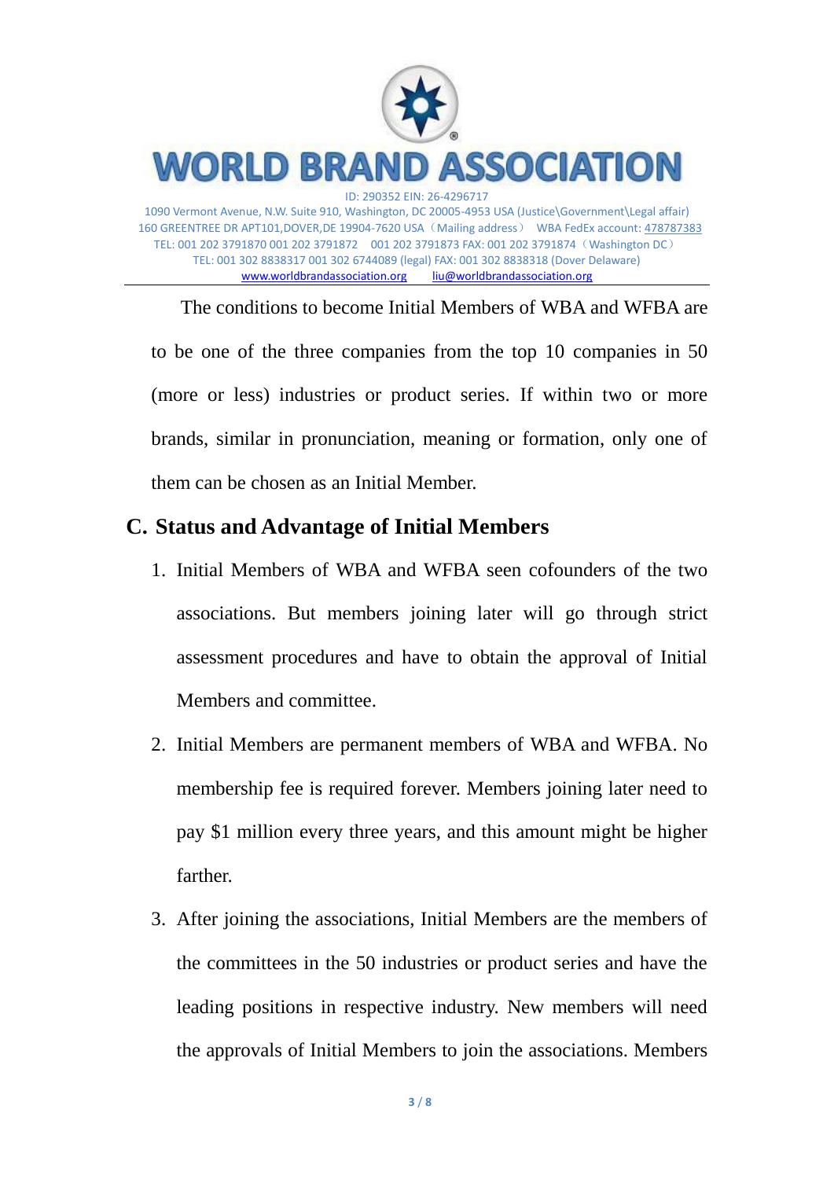The conditions to become Initial Members of WBA and WFBA are to be one of the three companies from the top 10 companies in 50 (more or less) industries or product series. If within two or more brands, similar in pronunciation, meaning or formation, only one of them can be chosen as an Initial Member.

## C. Status and Advantage of Initial Members

1. Initial Members of WBA and WFBA seen cofounders of the two associations. But members joining later will go through strict assessment procedures and have to obtain the approval of Initial Members and committee.
2. Initial Members are permanent members of WBA and WFBA. No membership fee is required forever. Members joining later need to pay $1 million every three years, and this amount might be higher farther.
3. After joining the associations, Initial Members are the members of the committees in the 50 industries or product series and have the leading positions in respective industry. New members will need the approvals of Initial Members to join the associations. Members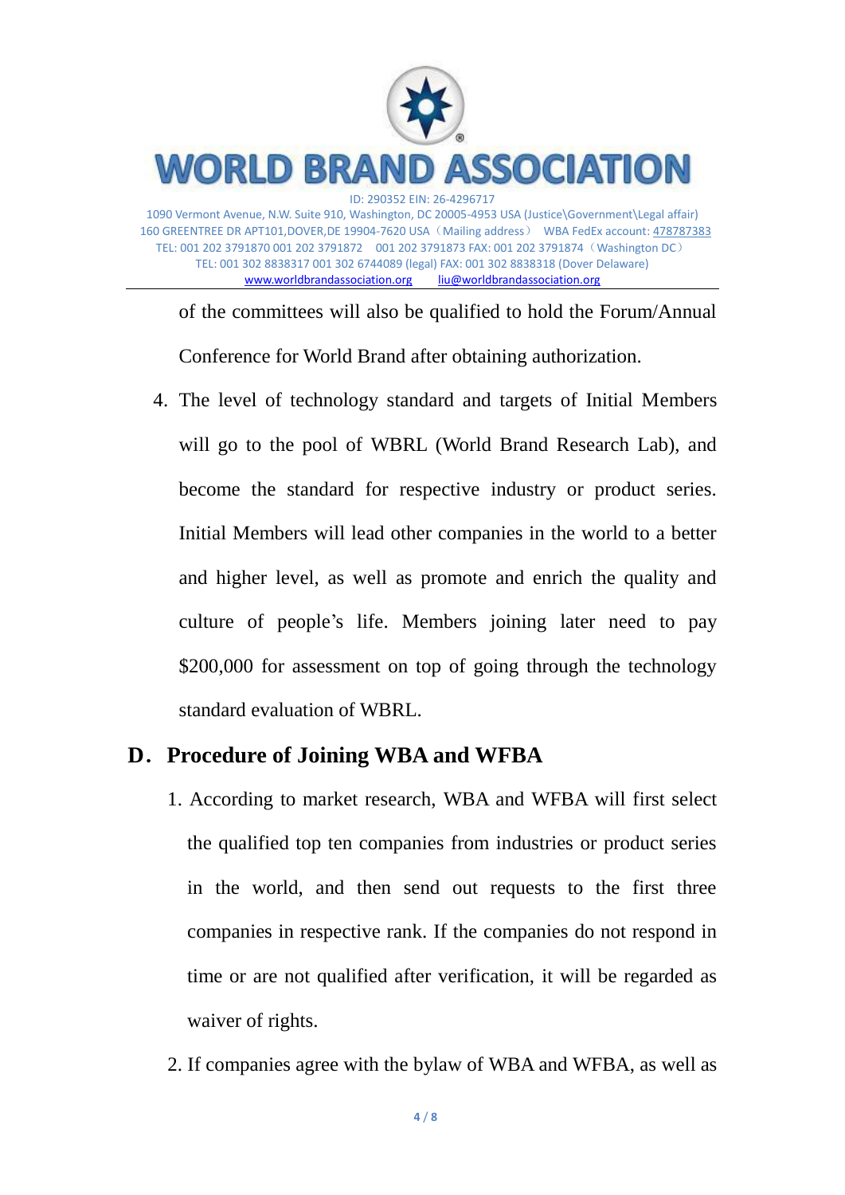of the committees will also be qualified to hold the Forum/Annual Conference for World Brand after obtaining authorization.

4. The level of technology standard and targets of Initial Members will go to the pool of WBRL (World Brand Research Lab), and become the standard for respective industry or product series. Initial Members will lead other companies in the world to a better and higher level, as well as promote and enrich the quality and culture of people's life. Members joining later need to pay $200,000 for assessment on top of going through the technology standard evaluation of WBRL.

## D. Procedure of Joining WBA and WFBA

1. According to market research, WBA and WFBA will first select the qualified top ten companies from industries or product series in the world, and then send out requests to the first three companies in respective rank. If the companies do not respond in time or are not qualified after verification, it will be regarded as waiver of rights.
2. If companies agree with the bylaw of WBA and WFBA, as well as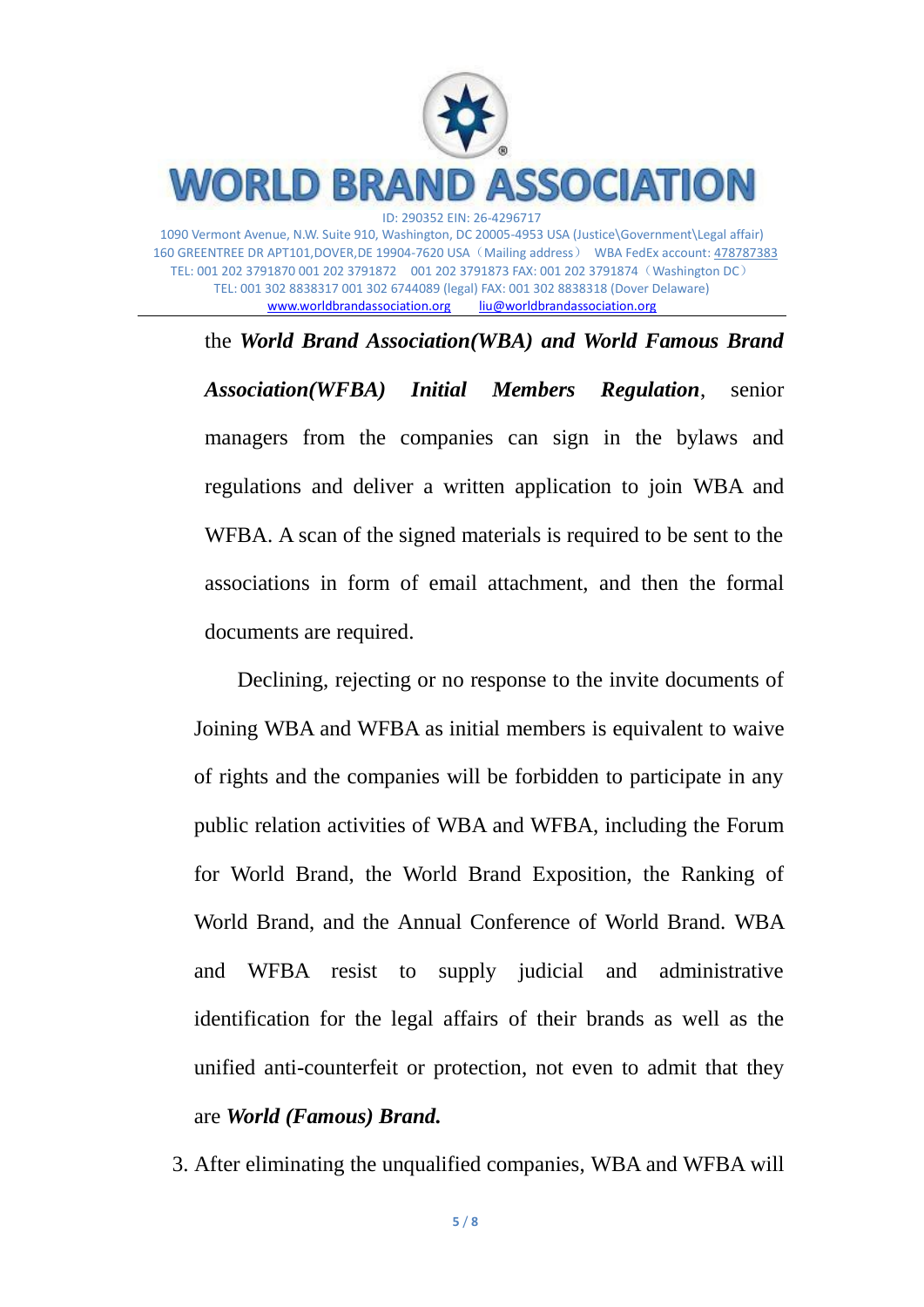the ***World Brand Association(WBA) and World Famous Brand Association(WFBA) Initial Members Regulation***, senior managers from the companies can sign in the bylaws and regulations and deliver a written application to join WBA and WFBA. A scan of the signed materials is required to be sent to the associations in form of email attachment, and then the formal documents are required.

Declining, rejecting or no response to the invite documents of Joining WBA and WFBA as initial members is equivalent to waive of rights and the companies will be forbidden to participate in any public relation activities of WBA and WFBA, including the Forum for World Brand, the World Brand Exposition, the Ranking of World Brand, and the Annual Conference of World Brand. WBA and WFBA resist to supply judicial and administrative identification for the legal affairs of their brands as well as the unified anti-counterfeit or protection, not even to admit that they are ***World (Famous) Brand.***

3. After eliminating the unqualified companies, WBA and WFBA will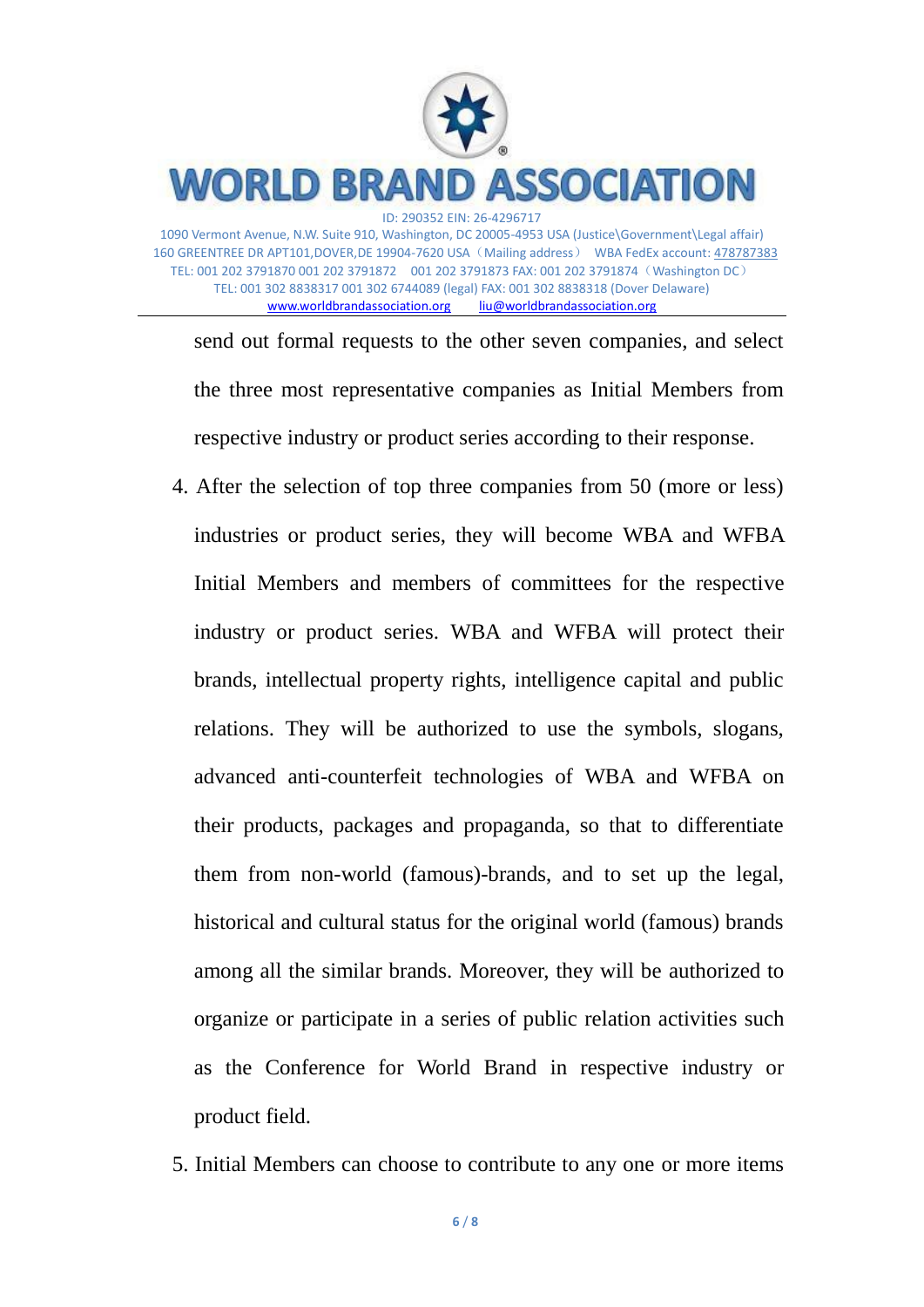send out formal requests to the other seven companies, and select the three most representative companies as Initial Members from respective industry or product series according to their response.

4. After the selection of top three companies from 50 (more or less) industries or product series, they will become WBA and WFBA Initial Members and members of committees for the respective industry or product series. WBA and WFBA will protect their brands, intellectual property rights, intelligence capital and public relations. They will be authorized to use the symbols, slogans, advanced anti-counterfeit technologies of WBA and WFBA on their products, packages and propaganda, so that to differentiate them from non-world (famous)-brands, and to set up the legal, historical and cultural status for the original world (famous) brands among all the similar brands. Moreover, they will be authorized to organize or participate in a series of public relation activities such as the Conference for World Brand in respective industry or product field.

5. Initial Members can choose to contribute to any one or more items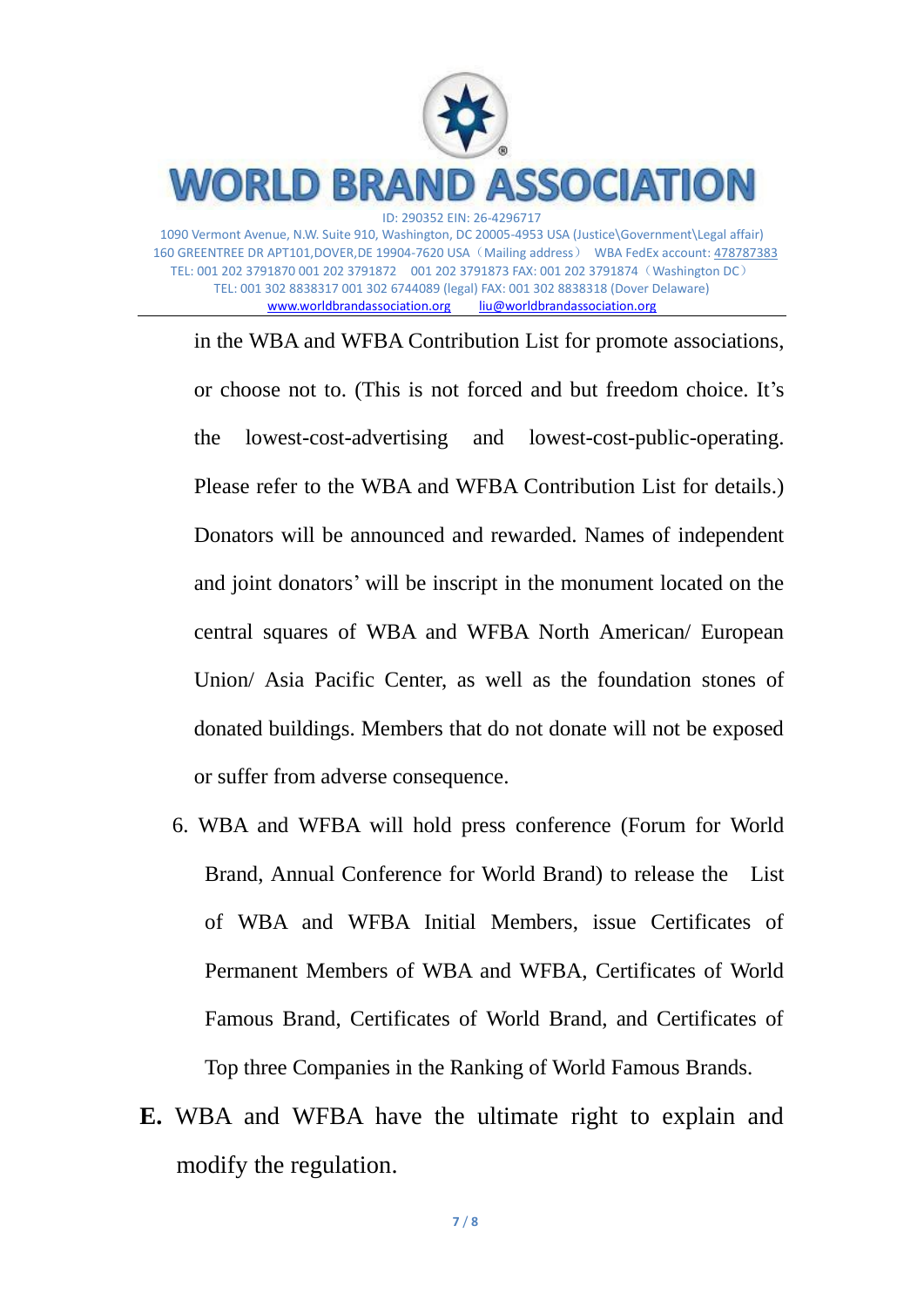in the WBA and WFBA Contribution List for promote associations, or choose not to. (This is not forced and but freedom choice. It's the lowest-cost-advertising and lowest-cost-public-operating. Please refer to the WBA and WFBA Contribution List for details.) Donators will be announced and rewarded. Names of independent and joint donators' will be inscript in the monument located on the central squares of WBA and WFBA North American/ European Union/ Asia Pacific Center, as well as the foundation stones of donated buildings. Members that do not donate will not be exposed or suffer from adverse consequence.

6. WBA and WFBA will hold press conference (Forum for World Brand, Annual Conference for World Brand) to release the List of WBA and WFBA Initial Members, issue Certificates of Permanent Members of WBA and WFBA, Certificates of World Famous Brand, Certificates of World Brand, and Certificates of Top three Companies in the Ranking of World Famous Brands.

**E.** WBA and WFBA have the ultimate right to explain and modify the regulation.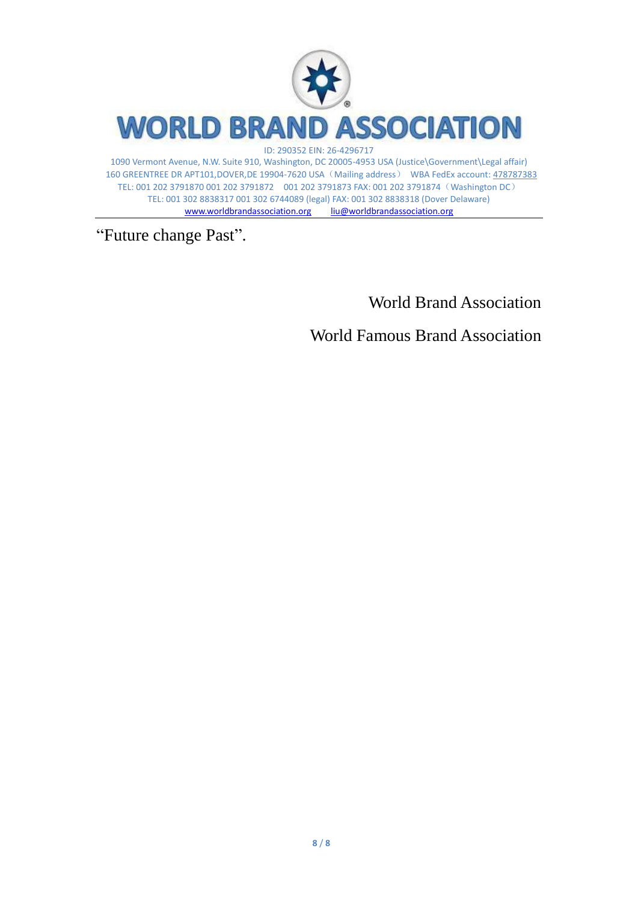# WORLD BRAND ASSOCIATION

ID: 290352 EIN: 26-4296717
1090 Vermont Avenue, N.W. Suite 910, Washington, DC 20005-4953 USA (Justice\Government\Legal affair)
160 GREENTREE DR APT101,DOVER,DE 19904-7620 USA（Mailing address） WBA FedEx account: 478787383
TEL: 001 202 3791870 001 202 3791872 001 202 3791873 FAX: 001 202 3791874（Washington DC）
TEL: 001 302 8838317 001 302 6744089 (legal) FAX: 001 302 8838318 (Dover Delaware)
www.worldbrandassociation.org liu@worldbrandassociation.org

---

"Future change Past".

World Brand Association

World Famous Brand Association